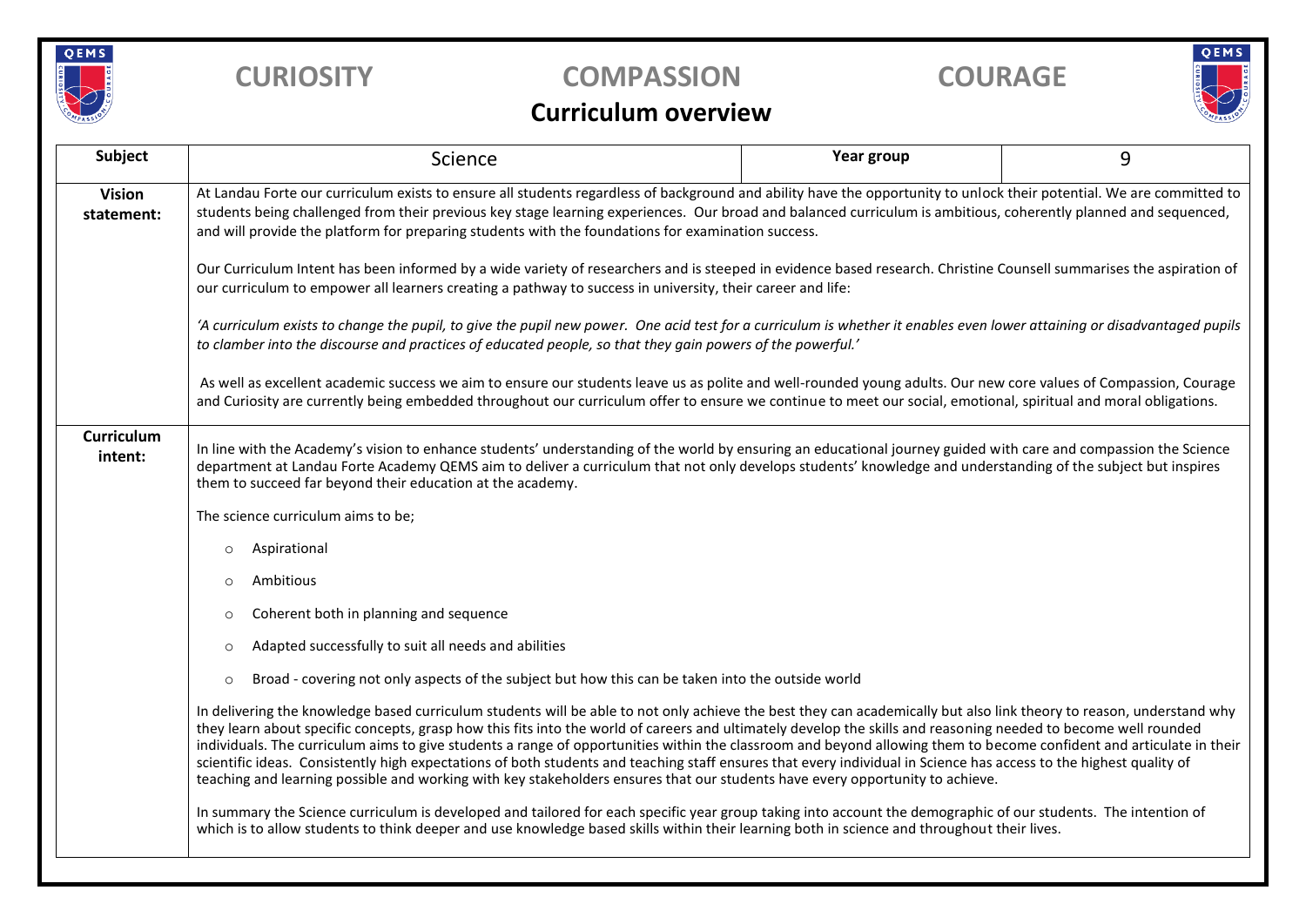# CURIOSITY COMPASSION COURAGE

## Curriculum overview

| Subject | Science | Year group | 9 |
|---|---|---|---|
| **Vision statement:** | At Landau Forte our curriculum exists to ensure all students regardless of background and ability have the opportunity to unlock their potential. We are committed to students being challenged from their previous key stage learning experiences. Our broad and balanced curriculum is ambitious, coherently planned and sequenced, and will provide the platform for preparing students with the foundations for examination success.<br><br>Our Curriculum Intent has been informed by a wide variety of researchers and is steeped in evidence based research. Christine Counsell summarises the aspiration of our curriculum to empower all learners creating a pathway to success in university, their career and life:<br><br>*'A curriculum exists to change the pupil, to give the pupil new power. One acid test for a curriculum is whether it enables even lower attaining or disadvantaged pupils to clamber into the discourse and practices of educated people, so that they gain powers of the powerful.'*<br><br>As well as excellent academic success we aim to ensure our students leave us as polite and well-rounded young adults. Our new core values of Compassion, Courage and Curiosity are currently being embedded throughout our curriculum offer to ensure we continue to meet our social, emotional, spiritual and moral obligations. | | |
| **Curriculum intent:** | In line with the Academy's vision to enhance students' understanding of the world by ensuring an educational journey guided with care and compassion the Science department at Landau Forte Academy QEMS aim to deliver a curriculum that not only develops students' knowledge and understanding of the subject but inspires them to succeed far beyond their education at the academy.<br><br>The science curriculum aims to be;<br><br>o Aspirational<br>o Ambitious<br>o Coherent both in planning and sequence<br>o Adapted successfully to suit all needs and abilities<br>o Broad - covering not only aspects of the subject but how this can be taken into the outside world<br><br>In delivering the knowledge based curriculum students will be able to not only achieve the best they can academically but also link theory to reason, understand why they learn about specific concepts, grasp how this fits into the world of careers and ultimately develop the skills and reasoning needed to become well rounded individuals. The curriculum aims to give students a range of opportunities within the classroom and beyond allowing them to become confident and articulate in their scientific ideas. Consistently high expectations of both students and teaching staff ensures that every individual in Science has access to the highest quality of teaching and learning possible and working with key stakeholders ensures that our students have every opportunity to achieve.<br><br>In summary the Science curriculum is developed and tailored for each specific year group taking into account the demographic of our students. The intention of which is to allow students to think deeper and use knowledge based skills within their learning both in science and throughout their lives. | | |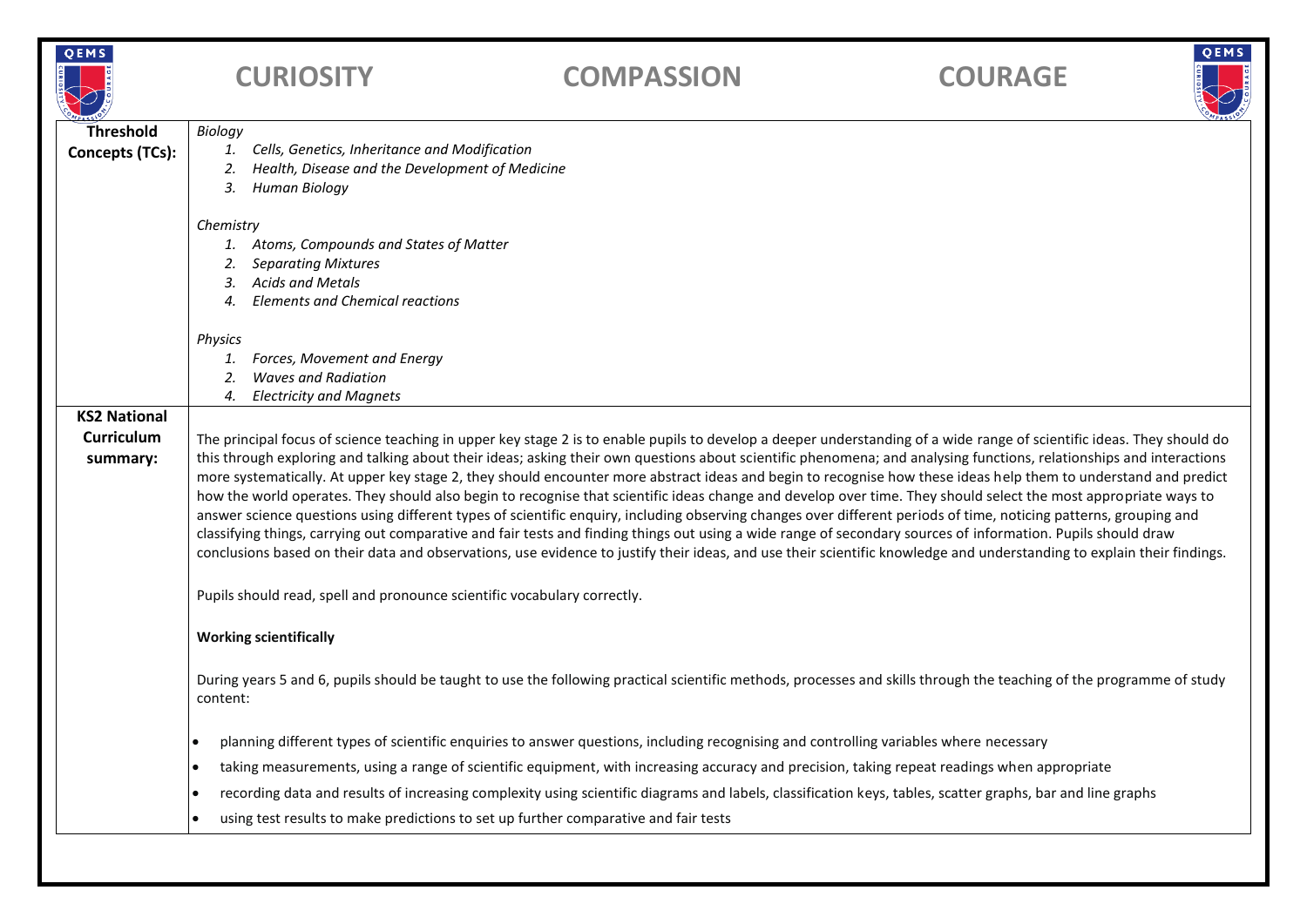| | |
|---|---|
| **Threshold Concepts (TCs):** | *Biology*<br>1. *Cells, Genetics, Inheritance and Modification*<br>2. *Health, Disease and the Development of Medicine*<br>3. *Human Biology*<br><br>*Chemistry*<br>1. *Atoms, Compounds and States of Matter*<br>2. *Separating Mixtures*<br>3. *Acids and Metals*<br>4. *Elements and Chemical reactions*<br><br>*Physics*<br>1. *Forces, Movement and Energy*<br>2. *Waves and Radiation*<br>4. *Electricity and Magnets* |
| **KS2 National Curriculum summary:** | The principal focus of science teaching in upper key stage 2 is to enable pupils to develop a deeper understanding of a wide range of scientific ideas. They should do this through exploring and talking about their ideas; asking their own questions about scientific phenomena; and analysing functions, relationships and interactions more systematically. At upper key stage 2, they should encounter more abstract ideas and begin to recognise how these ideas help them to understand and predict how the world operates. They should also begin to recognise that scientific ideas change and develop over time. They should select the most appropriate ways to answer science questions using different types of scientific enquiry, including observing changes over different periods of time, noticing patterns, grouping and classifying things, carrying out comparative and fair tests and finding things out using a wide range of secondary sources of information. Pupils should draw conclusions based on their data and observations, use evidence to justify their ideas, and use their scientific knowledge and understanding to explain their findings.<br><br>Pupils should read, spell and pronounce scientific vocabulary correctly.<br><br>**Working scientifically**<br><br>During years 5 and 6, pupils should be taught to use the following practical scientific methods, processes and skills through the teaching of the programme of study content:<br><br>• planning different types of scientific enquiries to answer questions, including recognising and controlling variables where necessary<br>• taking measurements, using a range of scientific equipment, with increasing accuracy and precision, taking repeat readings when appropriate<br>• recording data and results of increasing complexity using scientific diagrams and labels, classification keys, tables, scatter graphs, bar and line graphs<br>• using test results to make predictions to set up further comparative and fair tests |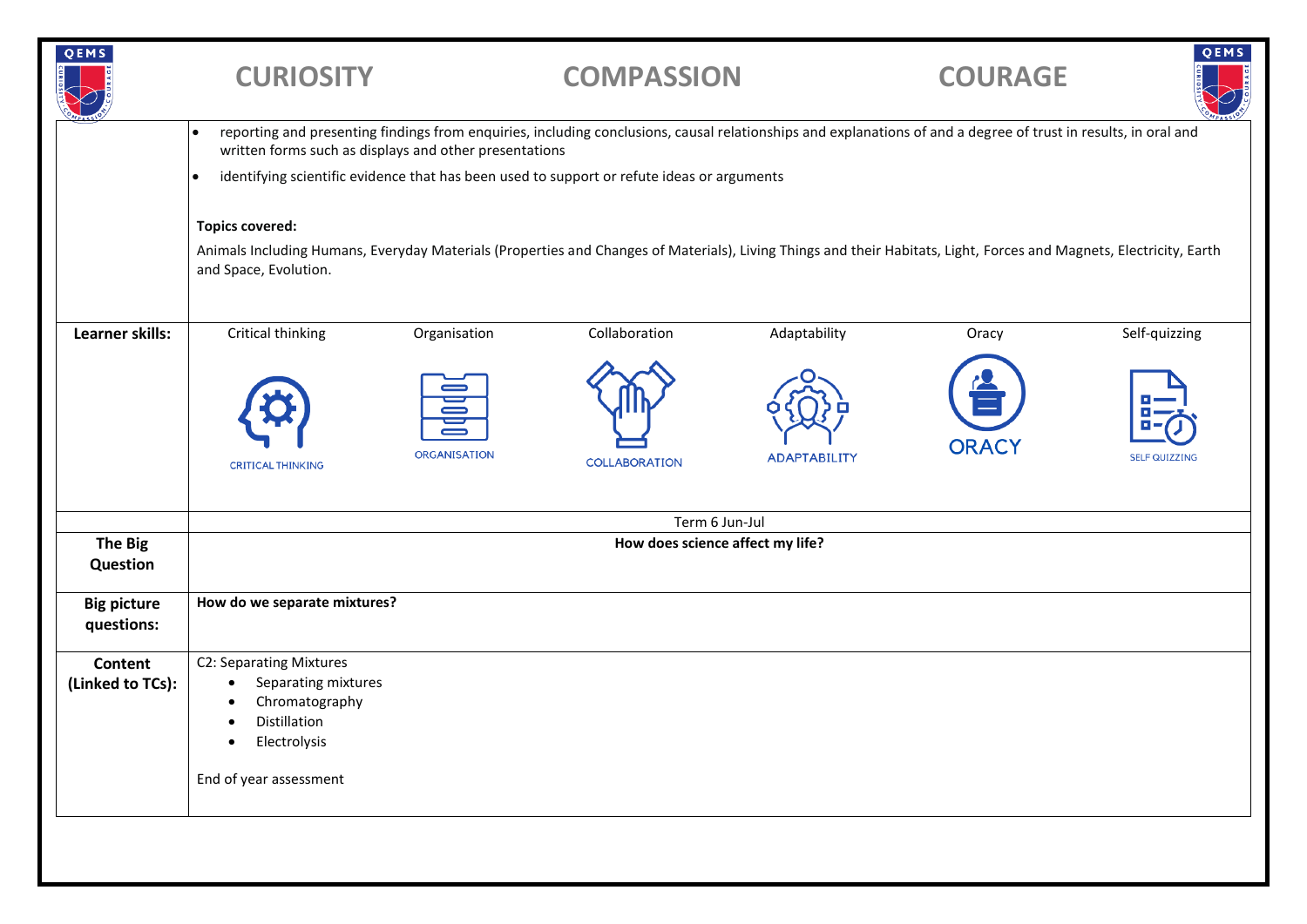CURIOSITY COMPASSION COURAGE

| | |
|---|---|
| | • reporting and presenting findings from enquiries, including conclusions, causal relationships and explanations of and a degree of trust in results, in oral and written forms such as displays and other presentations<br>• identifying scientific evidence that has been used to support or refute ideas or arguments<br><br>**Topics covered:**<br>Animals Including Humans, Everyday Materials (Properties and Changes of Materials), Living Things and their Habitats, Light, Forces and Magnets, Electricity, Earth and Space, Evolution. |
| **Learner skills:** | Critical thinking, Organisation, Collaboration, Adaptability, Oracy, Self-quizzing |
| | Term 6 Jun-Jul |
| **The Big Question** | **How does science affect my life?** |
| **Big picture questions:** | **How do we separate mixtures?** |
| **Content (Linked to TCs):** | C2: Separating Mixtures<br>• Separating mixtures<br>• Chromatography<br>• Distillation<br>• Electrolysis<br><br>End of year assessment |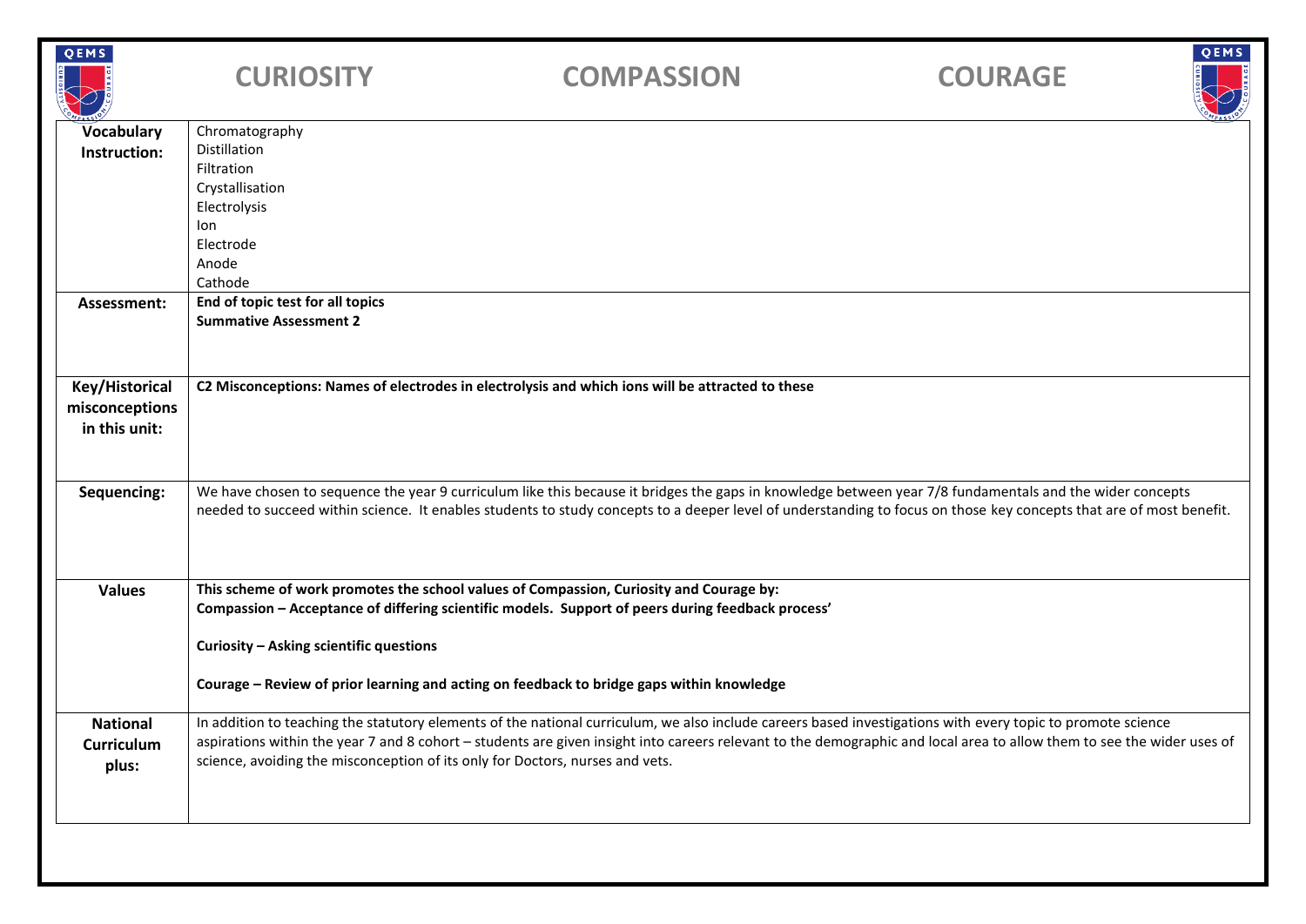**CURIOSITY COMPASSION COURAGE**

| | |
|---|---|
| **Vocabulary Instruction:** | Chromatography<br>Distillation<br>Filtration<br>Crystallisation<br>Electrolysis<br>Ion<br>Electrode<br>Anode<br>Cathode |
| **Assessment:** | **End of topic test for all topics**<br>**Summative Assessment 2** |
| **Key/Historical misconceptions in this unit:** | **C2 Misconceptions: Names of electrodes in electrolysis and which ions will be attracted to these** |
| **Sequencing:** | We have chosen to sequence the year 9 curriculum like this because it bridges the gaps in knowledge between year 7/8 fundamentals and the wider concepts needed to succeed within science. It enables students to study concepts to a deeper level of understanding to focus on those key concepts that are of most benefit. |
| **Values** | **This scheme of work promotes the school values of Compassion, Curiosity and Courage by:**<br>**Compassion – Acceptance of differing scientific models. Support of peers during feedback process'**<br><br>**Curiosity – Asking scientific questions**<br><br>**Courage – Review of prior learning and acting on feedback to bridge gaps within knowledge** |
| **National Curriculum plus:** | In addition to teaching the statutory elements of the national curriculum, we also include careers based investigations with every topic to promote science aspirations within the year 7 and 8 cohort – students are given insight into careers relevant to the demographic and local area to allow them to see the wider uses of science, avoiding the misconception of its only for Doctors, nurses and vets. |